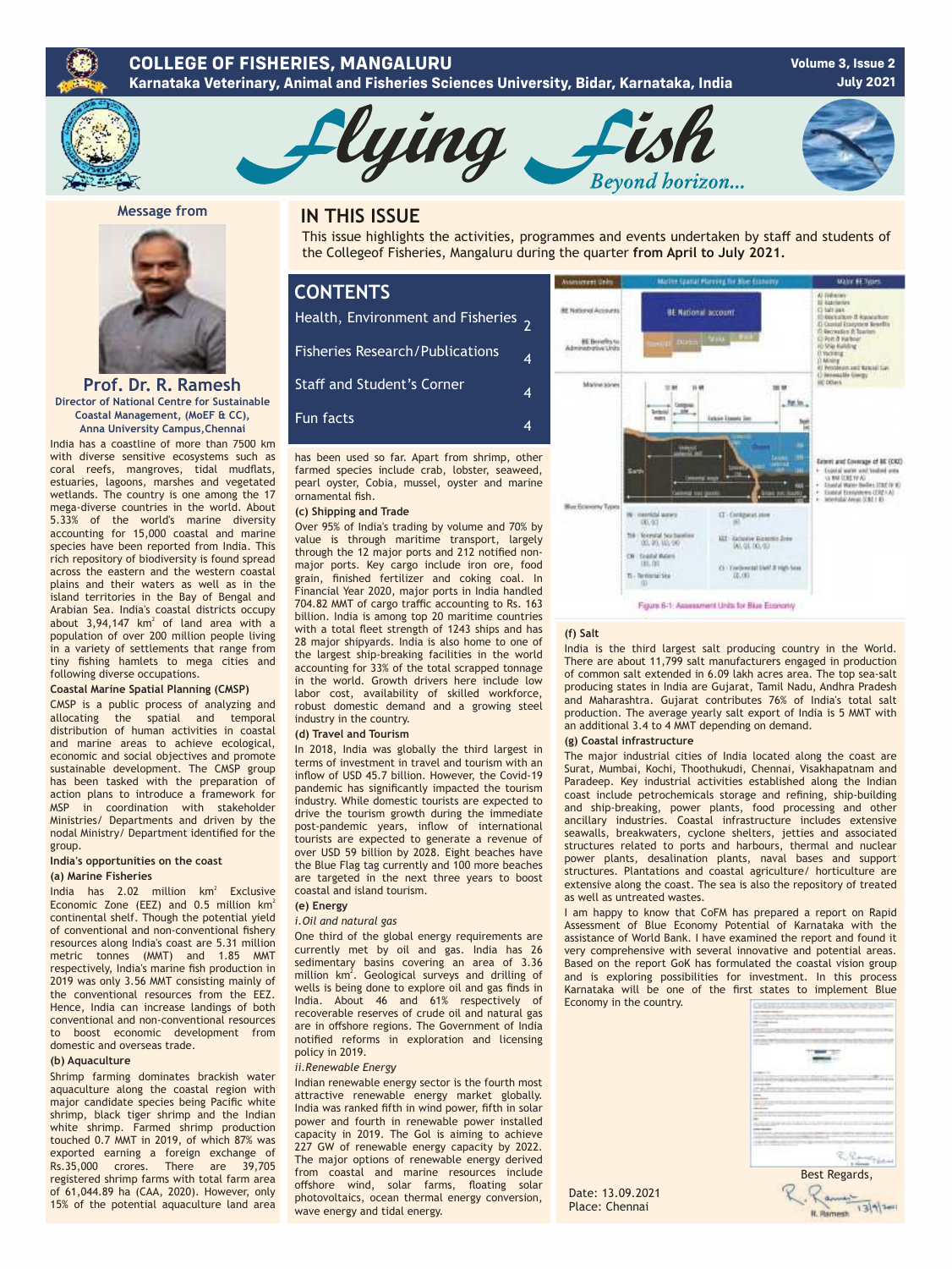# COLLEGE OF FISHERIES, MANGALURU

**Karnataka Veterinary, Animal and Fisheries Sciences University, Bidar, Karnataka, India**

**Volume 3, Issue 2**
**July 2021**

# Flying Fish

*Beyond horizon...*

## IN THIS ISSUE

This issue highlights the activities, programmes and events undertaken by staff and students of the Collegeof Fisheries, Mangaluru during the quarter **from April to July 2021.**

## CONTENTS

| | |
|---|---|
| Health, Environment and Fisheries | 2 |
| Fisheries Research/Publications | 4 |
| Staff and Student's Corner | 4 |
| Fun facts | 4 |

### Message from

## Prof. Dr. R. Ramesh

**Director of National Centre for Sustainable Coastal Management, (MoEF & CC), Anna University Campus, Chennai**

India has a coastline of more than 7500 km with diverse sensitive ecosystems such as coral reefs, mangroves, tidal mudflats, estuaries, lagoons, marshes and vegetated wetlands. The country is one among the 17 mega-diverse countries in the world. About 5.33% of the world's marine diversity accounting for 15,000 coastal and marine species have been reported from India. This rich repository of biodiversity is found spread across the eastern and the western coastal plains and their waters as well as in the island territories in the Bay of Bengal and Arabian Sea. India's coastal districts occupy about 3,94,147 km$^2$ of land area with a population of over 200 million people living in a variety of settlements that range from tiny fishing hamlets to mega cities and following diverse occupations.

**Coastal Marine Spatial Planning (CMSP)**

CMSP is a public process of analyzing and allocating the spatial and temporal distribution of human activities in coastal and marine areas to achieve ecological, economic and social objectives and promote sustainable development. The CMSP group has been tasked with the preparation of action plans to introduce a framework for MSP in coordination with stakeholder Ministries/ Departments and driven by the nodal Ministry/ Department identified for the group.

**India's opportunities on the coast**

**(a) Marine Fisheries**

India has 2.02 million km$^2$ Exclusive Economic Zone (EEZ) and 0.5 million km$^2$ continental shelf. Though the potential yield of conventional and non-conventional fishery resources along India's coast are 5.31 million metric tonnes (MMT) and 1.85 MMT respectively, India's marine fish production in 2019 was only 3.56 MMT consisting mainly of the conventional resources from the EEZ. Hence, India can increase landings of both conventional and non-conventional resources to boost economic development from domestic and overseas trade.

**(b) Aquaculture**

Shrimp farming dominates brackish water aquaculture along the coastal region with major candidate species being Pacific white shrimp, black tiger shrimp and the Indian white shrimp. Farmed shrimp production touched 0.7 MMT in 2019, of which 87% was exported earning a foreign exchange of Rs.35,000 crores. There are 39,705 registered shrimp farms with total farm area of 61,044.89 ha (CAA, 2020). However, only 15% of the potential aquaculture land area has been used so far. Apart from shrimp, other farmed species include crab, lobster, seaweed, pearl oyster, Cobia, mussel, oyster and marine ornamental fish.

**(c) Shipping and Trade**

Over 95% of India's trading by volume and 70% by value is through maritime transport, largely through the 12 major ports and 212 notified non-major ports. Key cargo include iron ore, food grain, finished fertilizer and coking coal. In Financial Year 2020, major ports in India handled 704.82 MMT of cargo traffic accounting to Rs. 163 billion. India is among top 20 maritime countries with a total fleet strength of 1243 ships and has 28 major shipyards. India is also home to one of the largest ship-breaking facilities in the world accounting for 33% of the total scrapped tonnage in the world. Growth drivers here include low labor cost, availability of skilled workforce, robust domestic demand and a growing steel industry in the country.

**(d) Travel and Tourism**

In 2018, India was globally the third largest in terms of investment in travel and tourism with an inflow of USD 45.7 billion. However, the Covid-19 pandemic has significantly impacted the tourism industry. While domestic tourists are expected to drive the tourism growth during the immediate post-pandemic years, inflow of international tourists are expected to generate a revenue of over USD 59 billion by 2028. Eight beaches have the Blue Flag tag currently and 100 more beaches are targeted in the next three years to boost coastal and island tourism.

**(e) Energy**

*i.Oil and natural gas*

One third of the global energy requirements are currently met by oil and gas. India has 26 sedimentary basins covering an area of 3.36 million km$^2$. Geological surveys and drilling of wells is being done to explore oil and gas finds in India. About 46 and 61% respectively of recoverable reserves of crude oil and natural gas are in offshore regions. The Government of India notified reforms in exploration and licensing policy in 2019.

*ii.Renewable Energy*

Indian renewable energy sector is the fourth most attractive renewable energy market globally. India was ranked fifth in wind power, fifth in solar power and fourth in renewable power installed capacity in 2019. The GoI is aiming to achieve 227 GW of renewable energy capacity by 2022. The major options of renewable energy derived from coastal and marine resources include offshore wind, solar farms, floating solar photovoltaics, ocean thermal energy conversion, wave energy and tidal energy.

Figure 6-1: Assessment Units for Blue Economy

**(f) Salt**

India is the third largest salt producing country in the World. There are about 11,799 salt manufacturers engaged in production of common salt extended in 6.09 lakh acres area. The top sea-salt producing states in India are Gujarat, Tamil Nadu, Andhra Pradesh and Maharashtra. Gujarat contributes 76% of India's total salt production. The average yearly salt export of India is 5 MMT with an additional 3.4 to 4 MMT depending on demand.

**(g) Coastal infrastructure**

The major industrial cities of India located along the coast are Surat, Mumbai, Kochi, Thoothukudi, Chennai, Visakhapatnam and Paradeep. Key industrial activities established along the Indian coast include petrochemicals storage and refining, ship-building and ship-breaking, power plants, food processing and other ancillary industries. Coastal infrastructure includes extensive seawalls, breakwaters, cyclone shelters, jetties and associated structures related to ports and harbours, thermal and nuclear power plants, desalination plants, naval bases and support structures. Plantations and coastal agriculture/ horticulture are extensive along the coast. The sea is also the repository of treated as well as untreated wastes.

I am happy to know that CoFM has prepared a report on Rapid Assessment of Blue Economy Potential of Karnataka with the assistance of World Bank. I have examined the report and found it very comprehensive with several innovative and potential areas. Based on the report GoK has formulated the coastal vision group and is exploring possibilities for investment. In this process Karnataka will be one of the first states to implement Blue Economy in the country.

Best Regards,

R. Ramesh

Date: 13.09.2021
Place: Chennai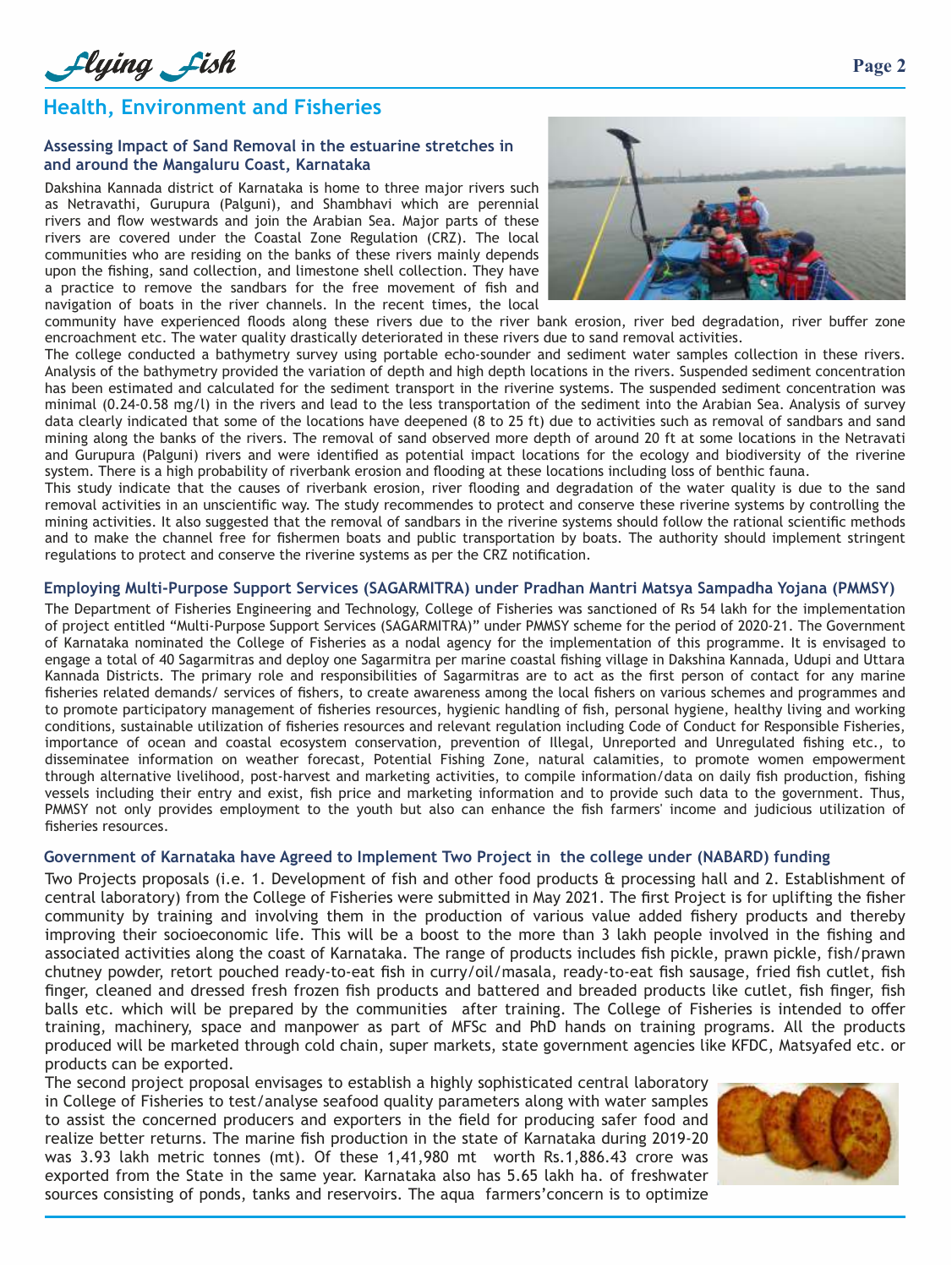## Health, Environment and Fisheries

### Assessing Impact of Sand Removal in the estuarine stretches in and around the Mangaluru Coast, Karnataka

Dakshina Kannada district of Karnataka is home to three major rivers such as Netravathi, Gurupura (Palguni), and Shambhavi which are perennial rivers and flow westwards and join the Arabian Sea. Major parts of these rivers are covered under the Coastal Zone Regulation (CRZ). The local communities who are residing on the banks of these rivers mainly depends upon the fishing, sand collection, and limestone shell collection. They have a practice to remove the sandbars for the free movement of fish and navigation of boats in the river channels. In the recent times, the local community have experienced floods along these rivers due to the river bank erosion, river bed degradation, river buffer zone encroachment etc. The water quality drastically deteriorated in these rivers due to sand removal activities.

The college conducted a bathymetry survey using portable echo-sounder and sediment water samples collection in these rivers. Analysis of the bathymetry provided the variation of depth and high depth locations in the rivers. Suspended sediment concentration has been estimated and calculated for the sediment transport in the riverine systems. The suspended sediment concentration was minimal (0.24-0.58 mg/l) in the rivers and lead to the less transportation of the sediment into the Arabian Sea. Analysis of survey data clearly indicated that some of the locations have deepened (8 to 25 ft) due to activities such as removal of sandbars and sand mining along the banks of the rivers. The removal of sand observed more depth of around 20 ft at some locations in the Netravati and Gurupura (Palguni) rivers and were identified as potential impact locations for the ecology and biodiversity of the riverine system. There is a high probability of riverbank erosion and flooding at these locations including loss of benthic fauna.

This study indicate that the causes of riverbank erosion, river flooding and degradation of the water quality is due to the sand removal activities in an unscientific way. The study recommendes to protect and conserve these riverine systems by controlling the mining activities. It also suggested that the removal of sandbars in the riverine systems should follow the rational scientific methods and to make the channel free for fishermen boats and public transportation by boats. The authority should implement stringent regulations to protect and conserve the riverine systems as per the CRZ notification.

### Employing Multi-Purpose Support Services (SAGARMITRA) under Pradhan Mantri Matsya Sampadha Yojana (PMMSY)

The Department of Fisheries Engineering and Technology, College of Fisheries was sanctioned of Rs 54 lakh for the implementation of project entitled "Multi-Purpose Support Services (SAGARMITRA)" under PMMSY scheme for the period of 2020-21. The Government of Karnataka nominated the College of Fisheries as a nodal agency for the implementation of this programme. It is envisaged to engage a total of 40 Sagarmitras and deploy one Sagarmitra per marine coastal fishing village in Dakshina Kannada, Udupi and Uttara Kannada Districts. The primary role and responsibilities of Sagarmitras are to act as the first person of contact for any marine fisheries related demands/ services of fishers, to create awareness among the local fishers on various schemes and programmes and to promote participatory management of fisheries resources, hygienic handling of fish, personal hygiene, healthy living and working conditions, sustainable utilization of fisheries resources and relevant regulation including Code of Conduct for Responsible Fisheries, importance of ocean and coastal ecosystem conservation, prevention of Illegal, Unreported and Unregulated fishing etc., to disseminatee information on weather forecast, Potential Fishing Zone, natural calamities, to promote women empowerment through alternative livelihood, post-harvest and marketing activities, to compile information/data on daily fish production, fishing vessels including their entry and exist, fish price and marketing information and to provide such data to the government. Thus, PMMSY not only provides employment to the youth but also can enhance the fish farmers' income and judicious utilization of fisheries resources.

### Government of Karnataka have Agreed to Implement Two Project in the college under (NABARD) funding

Two Projects proposals (i.e. 1. Development of fish and other food products & processing hall and 2. Establishment of central laboratory) from the College of Fisheries were submitted in May 2021. The first Project is for uplifting the fisher community by training and involving them in the production of various value added fishery products and thereby improving their socioeconomic life. This will be a boost to the more than 3 lakh people involved in the fishing and associated activities along the coast of Karnataka. The range of products includes fish pickle, prawn pickle, fish/prawn chutney powder, retort pouched ready-to-eat fish in curry/oil/masala, ready-to-eat fish sausage, fried fish cutlet, fish finger, cleaned and dressed fresh frozen fish products and battered and breaded products like cutlet, fish finger, fish balls etc. which will be prepared by the communities after training. The College of Fisheries is intended to offer training, machinery, space and manpower as part of MFSc and PhD hands on training programs. All the products produced will be marketed through cold chain, super markets, state government agencies like KFDC, Matsyafed etc. or products can be exported.

The second project proposal envisages to establish a highly sophisticated central laboratory in College of Fisheries to test/analyse seafood quality parameters along with water samples to assist the concerned producers and exporters in the field for producing safer food and realize better returns. The marine fish production in the state of Karnataka during 2019-20 was 3.93 lakh metric tonnes (mt). Of these 1,41,980 mt worth Rs.1,886.43 crore was exported from the State in the same year. Karnataka also has 5.65 lakh ha. of freshwater sources consisting of ponds, tanks and reservoirs. The aqua farmers'concern is to optimize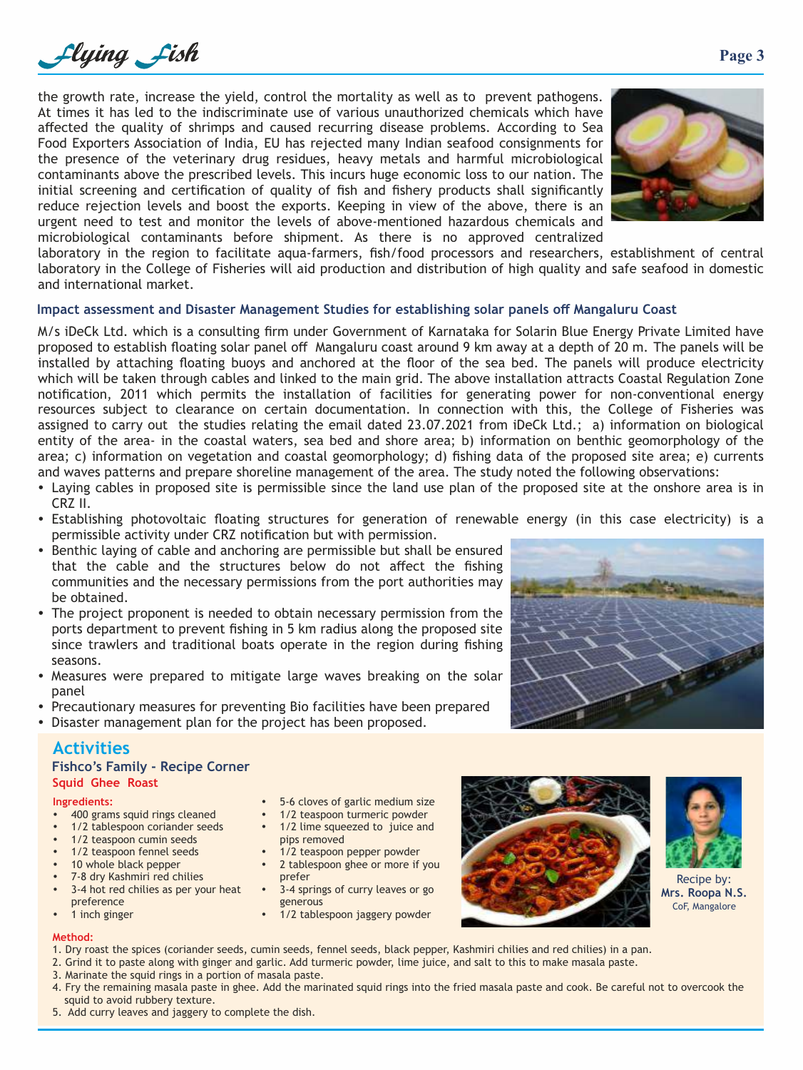the growth rate, increase the yield, control the mortality as well as to prevent pathogens. At times it has led to the indiscriminate use of various unauthorized chemicals which have affected the quality of shrimps and caused recurring disease problems. According to Sea Food Exporters Association of India, EU has rejected many Indian seafood consignments for the presence of the veterinary drug residues, heavy metals and harmful microbiological contaminants above the prescribed levels. This incurs huge economic loss to our nation. The initial screening and certification of quality of fish and fishery products shall significantly reduce rejection levels and boost the exports. Keeping in view of the above, there is an urgent need to test and monitor the levels of above-mentioned hazardous chemicals and microbiological contaminants before shipment. As there is no approved centralized laboratory in the region to facilitate aqua-farmers, fish/food processors and researchers, establishment of central laboratory in the College of Fisheries will aid production and distribution of high quality and safe seafood in domestic and international market.

### Impact assessment and Disaster Management Studies for establishing solar panels off Mangaluru Coast

M/s iDeCk Ltd. which is a consulting firm under Government of Karnataka for Solarin Blue Energy Private Limited have proposed to establish floating solar panel off Mangaluru coast around 9 km away at a depth of 20 m. The panels will be installed by attaching floating buoys and anchored at the floor of the sea bed. The panels will produce electricity which will be taken through cables and linked to the main grid. The above installation attracts Coastal Regulation Zone notification, 2011 which permits the installation of facilities for generating power for non-conventional energy resources subject to clearance on certain documentation. In connection with this, the College of Fisheries was assigned to carry out the studies relating the email dated 23.07.2021 from iDeCk Ltd.; a) information on biological entity of the area- in the coastal waters, sea bed and shore area; b) information on benthic geomorphology of the area; c) information on vegetation and coastal geomorphology; d) fishing data of the proposed site area; e) currents and waves patterns and prepare shoreline management of the area. The study noted the following observations:

- Laying cables in proposed site is permissible since the land use plan of the proposed site at the onshore area is in CRZ II.
- Establishing photovoltaic floating structures for generation of renewable energy (in this case electricity) is a permissible activity under CRZ notification but with permission.
- Benthic laying of cable and anchoring are permissible but shall be ensured that the cable and the structures below do not affect the fishing communities and the necessary permissions from the port authorities may be obtained.
- The project proponent is needed to obtain necessary permission from the ports department to prevent fishing in 5 km radius along the proposed site since trawlers and traditional boats operate in the region during fishing seasons.
- Measures were prepared to mitigate large waves breaking on the solar panel
- Precautionary measures for preventing Bio facilities have been prepared
- Disaster management plan for the project has been proposed.

## Activities

### Fishco's Family - Recipe Corner

**Squid Ghee Roast**

**Ingredients:**

- 400 grams squid rings cleaned
- 1/2 tablespoon coriander seeds
- 1/2 teaspoon cumin seeds
- 1/2 teaspoon fennel seeds
- 10 whole black pepper
- 7-8 dry Kashmiri red chilies
- 3-4 hot red chilies as per your heat preference
- 1 inch ginger
- 5-6 cloves of garlic medium size
- 1/2 teaspoon turmeric powder
- 1/2 lime squeezed to juice and pips removed
- 1/2 teaspoon pepper powder
- 2 tablespoon ghee or more if you prefer
- 3-4 springs of curry leaves or go generous
- 1/2 tablespoon jaggery powder

Recipe by: **Mrs. Roopa N.S.**
CoF, Mangalore

**Method:**

1. Dry roast the spices (coriander seeds, cumin seeds, fennel seeds, black pepper, Kashmiri chilies and red chilies) in a pan.
2. Grind it to paste along with ginger and garlic. Add turmeric powder, lime juice, and salt to this to make masala paste.
3. Marinate the squid rings in a portion of masala paste.
4. Fry the remaining masala paste in ghee. Add the marinated squid rings into the fried masala paste and cook. Be careful not to overcook the squid to avoid rubbery texture.
5. Add curry leaves and jaggery to complete the dish.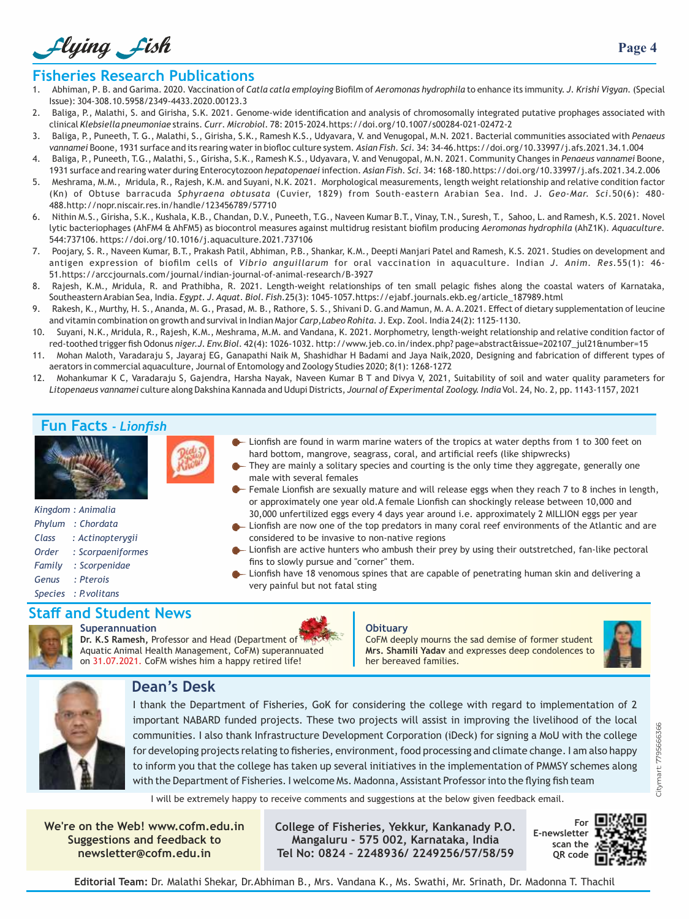## Fisheries Research Publications

1. Abhiman, P. B. and Garima. 2020. Vaccination of *Catla catla employing* Biofilm of *Aeromonas hydrophila* to enhance its immunity. *J. Krishi Vigyan.* (Special Issue): 304-308.10.5958/2349-4433.2020.00123.3
2. Baliga, P., Malathi, S. and Girisha, S.K. 2021. Genome-wide identification and analysis of chromosomally integrated putative prophages associated with clinical *Klebsiella pneumoniae* strains. *Curr. Microbiol.* 78: 2015-2024.https://doi.org/10.1007/s00284-021-02472-2
3. Baliga, P., Puneeth, T. G., Malathi, S., Girisha, S.K., Ramesh K.S., Udyavara, V. and Venugopal, M.N. 2021. Bacterial communities associated with *Penaeus vannamei* Boone, 1931 surface and its rearing water in biofloc culture system. *Asian Fish. Sci.* 34: 34-46.https://doi.org/10.33997/j.afs.2021.34.1.004
4. Baliga, P., Puneeth, T.G., Malathi, S., Girisha, S.K., Ramesh K.S., Udyavara, V. and Venugopal, M.N. 2021. Community Changes in *Penaeus vannamei* Boone, 1931 surface and rearing water during Enterocytozoon *hepatopenaei* infection. *Asian Fish. Sci.* 34: 168-180.https://doi.org/10.33997/j.afs.2021.34.2.006
5. Meshrama, M.M., Mridula, R., Rajesh, K.M. and Suyani, N.K. 2021. Morphological measurements, length weight relationship and relative condition factor (Kn) of Obtuse barracuda *Sphyraena obtusata* (Cuvier, 1829) from South-eastern Arabian Sea. Ind. J. *Geo-Mar. Sci.*50(6): 480-488.http://nopr.niscair.res.in/handle/123456789/57710
6. Nithin M.S., Girisha, S.K., Kushala, K.B., Chandan, D.V., Puneeth, T.G., Naveen Kumar B.T., Vinay, T.N., Suresh, T., Sahoo, L. and Ramesh, K.S. 2021. Novel lytic bacteriophages (AhFM4 & AhFM5) as biocontrol measures against multidrug resistant biofilm producing *Aeromonas hydrophila* (AhZ1K). *Aquaculture.* 544:737106. https://doi.org/10.1016/j.aquaculture.2021.737106
7. Poojary, S. R., Naveen Kumar, B.T., Prakash Patil, Abhiman, P.B., Shankar, K.M., Deepti Manjari Patel and Ramesh, K.S. 2021. Studies on development and antigen expression of biofilm cells of *Vibrio anguillarum* for oral vaccination in aquaculture. Indian *J. Anim. Res.*55(1): 46-51.https://arccjournals.com/journal/indian-journal-of-animal-research/B-3927
8. Rajesh, K.M., Mridula, R. and Prathibha, R. 2021. Length-weight relationships of ten small pelagic fishes along the coastal waters of Karnataka, Southeastern Arabian Sea, India. *Egypt. J. Aquat. Biol. Fish.*25(3): 1045-1057.https://ejabf.journals.ekb.eg/article_187989.html
9. Rakesh, K., Murthy, H. S., Ananda, M. G., Prasad, M. B., Rathore, S. S., Shivani D. G.and Mamun, M. A. A.2021. Effect of dietary supplementation of leucine and vitamin combination on growth and survival in Indian Major *Carp,Labeo Rohita.* J. Exp. Zool. India 24(2): 1125-1130.
10. Suyani, N.K., Mridula, R., Rajesh, K.M., Meshrama, M.M. and Vandana, K. 2021. Morphometry, length-weight relationship and relative condition factor of red-toothed trigger fish Odonus *niger.J. Env.Biol.* 42(4): 1026-1032. http://www.jeb.co.in/index.php?page=abstract&issue=202107_jul21&number=15
11. Mohan Maloth, Varadaraju S, Jayaraj EG, Ganapathi Naik M, Shashidhar H Badami and Jaya Naik,2020, Designing and fabrication of different types of aerators in commercial aquaculture, Journal of Entomology and Zoology Studies 2020; 8(1): 1268-1272
12. Mohankumar K C, Varadaraju S, Gajendra, Harsha Nayak, Naveen Kumar B T and Divya V, 2021, Suitability of soil and water quality parameters for *Litopenaeus vannamei* culture along Dakshina Kannada and Udupi Districts, *Journal of Experimental Zoology. India* Vol. 24, No. 2, pp. 1143-1157, 2021

## Fun Facts - *Lionfish*

*Kingdom : Animalia*
*Phylum : Chordata*
*Class : Actinopterygii*
*Order : Scorpaeniformes*
*Family : Scorpenidae*
*Genus : Pterois*
*Species : P.volitans*

Did you Know?

- Lionfish are found in warm marine waters of the tropics at water depths from 1 to 300 feet on hard bottom, mangrove, seagrass, coral, and artificial reefs (like shipwrecks)
- They are mainly a solitary species and courting is the only time they aggregate, generally one male with several females
- Female Lionfish are sexually mature and will release eggs when they reach 7 to 8 inches in length, or approximately one year old.A female Lionfish can shockingly release between 10,000 and 30,000 unfertilized eggs every 4 days year around i.e. approximately 2 MILLION eggs per year
- Lionfish are now one of the top predators in many coral reef environments of the Atlantic and are considered to be invasive to non-native regions
- Lionfish are active hunters who ambush their prey by using their outstretched, fan-like pectoral fins to slowly pursue and "corner" them.
- Lionfish have 18 venomous spines that are capable of penetrating human skin and delivering a very painful but not fatal sting

## Staff and Student News

### Superannuation

**Dr. K.S Ramesh,** Professor and Head (Department of Aquatic Animal Health Management, CoFM) superannuated on 31.07.2021. CoFM wishes him a happy retired life!

### Obituary

CoFM deeply mourns the sad demise of former student **Mrs. Shamili Yadav** and expresses deep condolences to her bereaved families.

## Dean's Desk

I thank the Department of Fisheries, GoK for considering the college with regard to implementation of 2 important NABARD funded projects. These two projects will assist in improving the livelihood of the local communities. I also thank Infrastructure Development Corporation (iDeck) for signing a MoU with the college for developing projects relating to fisheries, environment, food processing and climate change. I am also happy to inform you that the college has taken up several initiatives in the implementation of PMMSY schemes along with the Department of Fisheries. I welcome Ms. Madonna, Assistant Professor into the flying fish team

I will be extremely happy to receive comments and suggestions at the below given feedback email.

**We're on the Web! www.cofm.edu.in**
**Suggestions and feedback to newsletter@cofm.edu.in**

**College of Fisheries, Yekkur, Kankanady P.O.**
**Mangaluru - 575 002, Karnataka, India**
**Tel No: 0824 - 2248936/ 2249256/57/58/59**

**For E-newsletter scan the QR code**

**Editorial Team:** Dr. Malathi Shekar, Dr.Abhiman B., Mrs. Vandana K., Ms. Swathi, Mr. Srinath, Dr. Madonna T. Thachil